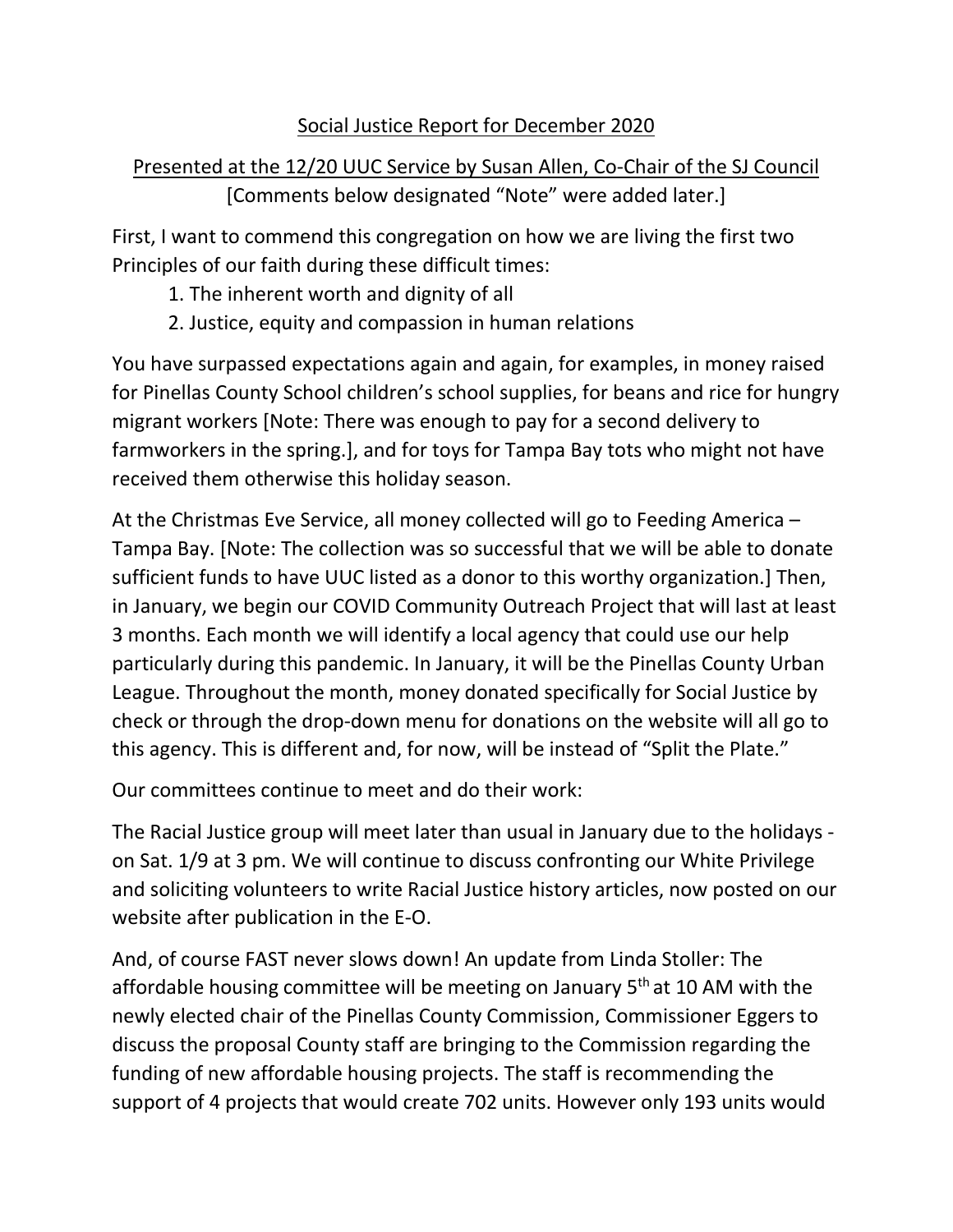<u>Social Justice Report for December 2020</u>

<u>Presented at the 12/20 UUC Service by Susan Allen, Co-Chair of the SJ Council</u>
[Comments below designated "Note" were added later.]

First, I want to commend this congregation on how we are living the first two Principles of our faith during these difficult times:

1. The inherent worth and dignity of all
2. Justice, equity and compassion in human relations

You have surpassed expectations again and again, for examples, in money raised for Pinellas County School children's school supplies, for beans and rice for hungry migrant workers [Note: There was enough to pay for a second delivery to farmworkers in the spring.], and for toys for Tampa Bay tots who might not have received them otherwise this holiday season.

At the Christmas Eve Service, all money collected will go to Feeding America – Tampa Bay. [Note: The collection was so successful that we will be able to donate sufficient funds to have UUC listed as a donor to this worthy organization.] Then, in January, we begin our COVID Community Outreach Project that will last at least 3 months. Each month we will identify a local agency that could use our help particularly during this pandemic. In January, it will be the Pinellas County Urban League. Throughout the month, money donated specifically for Social Justice by check or through the drop-down menu for donations on the website will all go to this agency. This is different and, for now, will be instead of "Split the Plate."

Our committees continue to meet and do their work:

The Racial Justice group will meet later than usual in January due to the holidays - on Sat. 1/9 at 3 pm. We will continue to discuss confronting our White Privilege and soliciting volunteers to write Racial Justice history articles, now posted on our website after publication in the E-O.

And, of course FAST never slows down! An update from Linda Stoller: The affordable housing committee will be meeting on January 5th at 10 AM with the newly elected chair of the Pinellas County Commission, Commissioner Eggers to discuss the proposal County staff are bringing to the Commission regarding the funding of new affordable housing projects. The staff is recommending the support of 4 projects that would create 702 units. However only 193 units would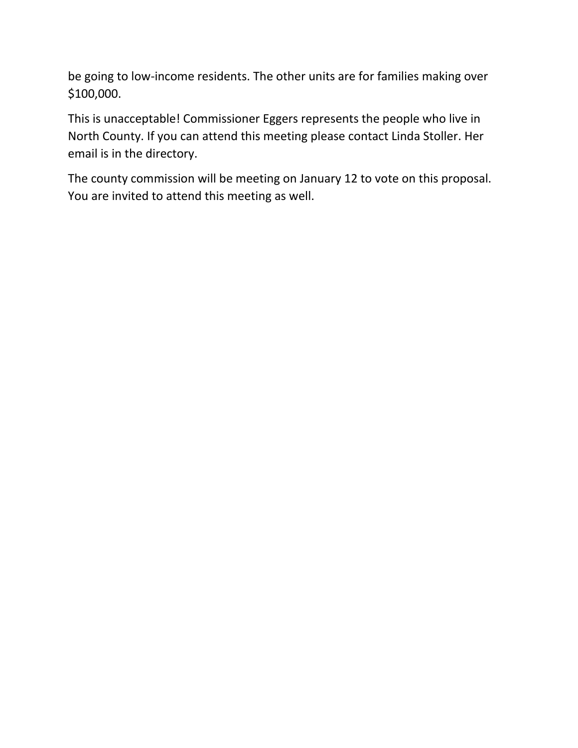be going to low-income residents. The other units are for families making over $100,000.

This is unacceptable! Commissioner Eggers represents the people who live in North County. If you can attend this meeting please contact Linda Stoller. Her email is in the directory.

The county commission will be meeting on January 12 to vote on this proposal. You are invited to attend this meeting as well.